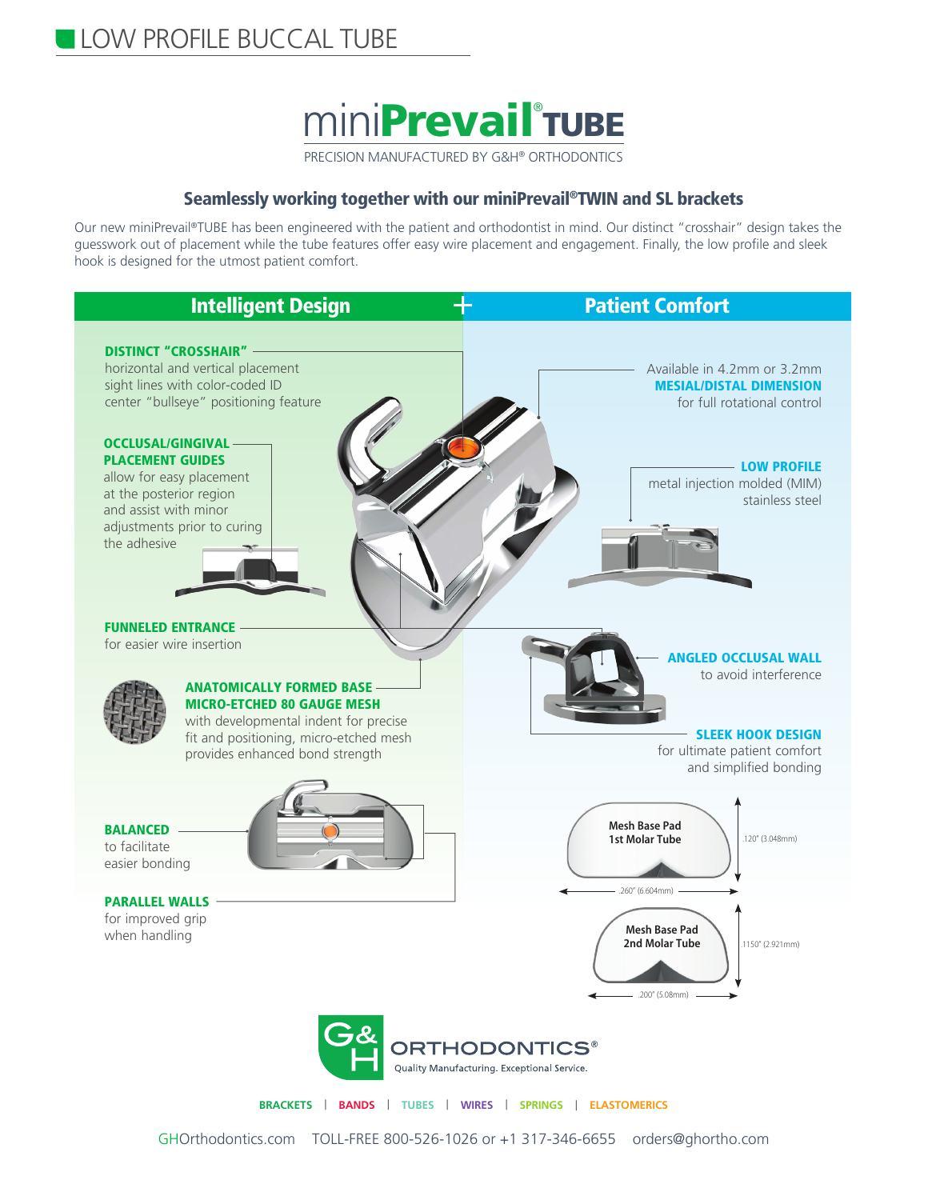# LOW PROFILE BUCCAL TUBE

# miniPrevail® TUBE

PRECISION MANUFACTURED BY G&H® ORTHODONTICS

## Seamlessly working together with our miniPrevail®TWIN and SL brackets

Our new miniPrevail®TUBE has been engineered with the patient and orthodontist in mind. Our distinct "crosshair" design takes the guesswork out of placement while the tube features offer easy wire placement and engagement. Finally, the low profile and sleek hook is designed for the utmost patient comfort.

## Intelligent Design + Patient Comfort

### Intelligent Design

**DISTINCT "CROSSHAIR"**
horizontal and vertical placement sight lines with color-coded ID center "bullseye" positioning feature

**OCCLUSAL/GINGIVAL PLACEMENT GUIDES**
allow for easy placement at the posterior region and assist with minor adjustments prior to curing the adhesive

**FUNNELED ENTRANCE**
for easier wire insertion

**ANATOMICALLY FORMED BASE MICRO-ETCHED 80 GAUGE MESH**
with developmental indent for precise fit and positioning, micro-etched mesh provides enhanced bond strength

**BALANCED**
to facilitate easier bonding

**PARALLEL WALLS**
for improved grip when handling

### Patient Comfort

Available in 4.2mm or 3.2mm **MESIAL/DISTAL DIMENSION** for full rotational control

**LOW PROFILE**
metal injection molded (MIM) stainless steel

**ANGLED OCCLUSAL WALL**
to avoid interference

**SLEEK HOOK DESIGN**
for ultimate patient comfort and simplified bonding

Mesh Base Pad 1st Molar Tube: .120" (3.048mm) × .260" (6.604mm)

Mesh Base Pad 2nd Molar Tube: .1150" (2.921mm) × .200" (5.08mm)

G&H ORTHODONTICS®
Quality Manufacturing. Exceptional Service.

BRACKETS | BANDS | TUBES | WIRES | SPRINGS | ELASTOMERICS

GHOrthodontics.com TOLL-FREE 800-526-1026 or +1 317-346-6655 orders@ghortho.com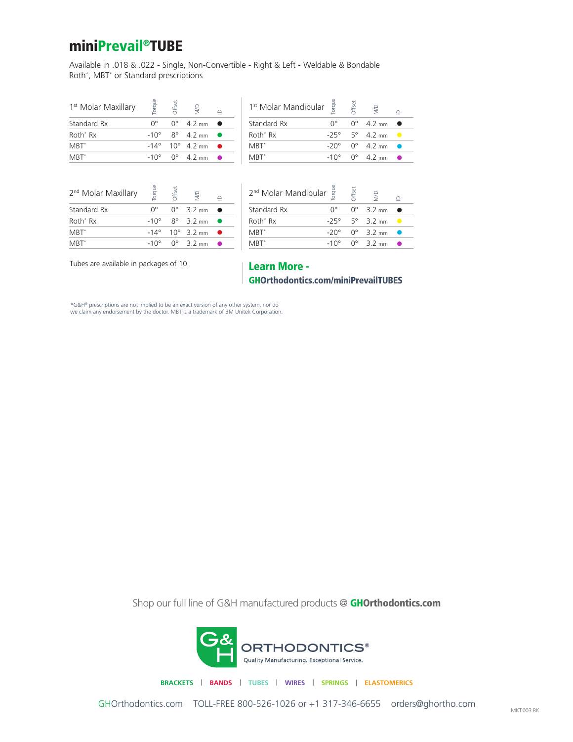# miniPrevail® TUBE

Available in .018 & .022 - Single, Non-Convertible - Right & Left - Weldable & Bondable
Roth*, MBT* or Standard prescriptions

| 1st Molar Maxillary | Torque | Offset | M/D | ID |
|---|---|---|---|---|
| Standard Rx | 0° | 0° | 4.2 mm | ● |
| Roth* Rx | -10° | 8° | 4.2 mm | ● |
| MBT* | -14° | 10° | 4.2 mm | ● |
| MBT* | -10° | 0° | 4.2 mm | ● |

| 1st Molar Mandibular | Torque | Offset | M/D | ID |
|---|---|---|---|---|
| Standard Rx | 0° | 0° | 4.2 mm | ● |
| Roth* Rx | -25° | 5° | 4.2 mm | ● |
| MBT* | -20° | 0° | 4.2 mm | ● |
| MBT* | -10° | 0° | 4.2 mm | ● |

| 2nd Molar Maxillary | Torque | Offset | M/D | ID |
|---|---|---|---|---|
| Standard Rx | 0° | 0° | 3.2 mm | ● |
| Roth* Rx | -10° | 8° | 3.2 mm | ● |
| MBT* | -14° | 10° | 3.2 mm | ● |
| MBT* | -10° | 0° | 3.2 mm | ● |

| 2nd Molar Mandibular | Torque | Offset | M/D | ID |
|---|---|---|---|---|
| Standard Rx | 0° | 0° | 3.2 mm | ● |
| Roth* Rx | -25° | 5° | 3.2 mm | ● |
| MBT* | -20° | 0° | 3.2 mm | ● |
| MBT* | -10° | 0° | 3.2 mm | ● |

Tubes are available in packages of 10.

**Learn More -**
**GHOrthodontics.com/miniPrevailTUBES**

*G&H® prescriptions are not implied to be an exact version of any other system, nor do we claim any endorsement by the doctor. MBT is a trademark of 3M Unitek Corporation.

Shop our full line of G&H manufactured products @ **GHOrthodontics.com**

G&H ORTHODONTICS®
Quality Manufacturing. Exceptional Service.

BRACKETS | BANDS | TUBES | WIRES | SPRINGS | ELASTOMERICS

GHOrthodontics.com TOLL-FREE 800-526-1026 or +1 317-346-6655 orders@ghortho.com

MKT.003.BK